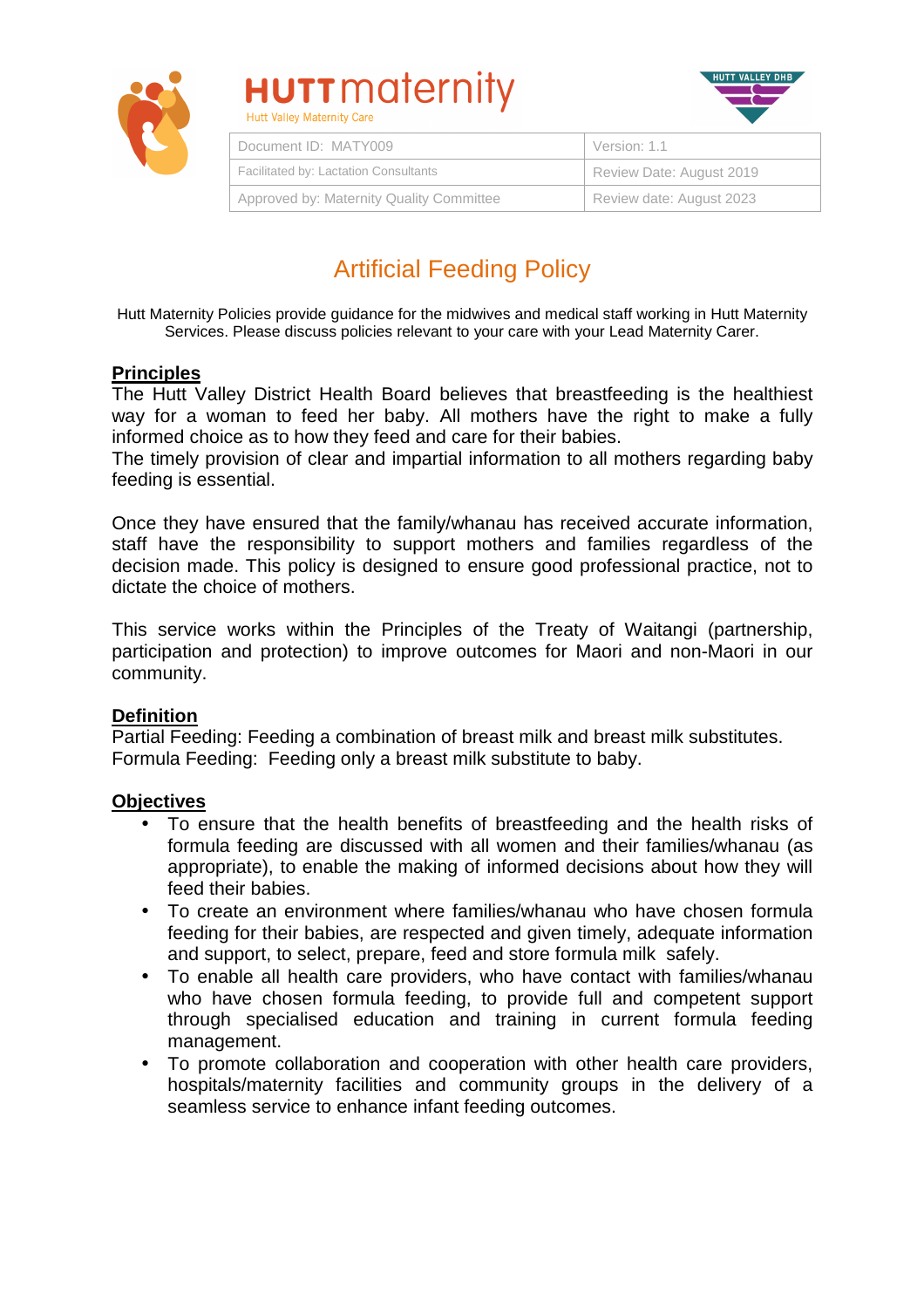HUTT maternity
Hutt Valley Maternity Care

HUTT VALLEY DHB

| Document ID: MATY009 | Version: 1.1 |
|---|---|
| Facilitated by: Lactation Consultants | Review Date: August 2019 |
| Approved by: Maternity Quality Committee | Review date: August 2023 |

# Artificial Feeding Policy

Hutt Maternity Policies provide guidance for the midwives and medical staff working in Hutt Maternity Services. Please discuss policies relevant to your care with your Lead Maternity Carer.

## Principles

The Hutt Valley District Health Board believes that breastfeeding is the healthiest way for a woman to feed her baby. All mothers have the right to make a fully informed choice as to how they feed and care for their babies.
The timely provision of clear and impartial information to all mothers regarding baby feeding is essential.

Once they have ensured that the family/whanau has received accurate information, staff have the responsibility to support mothers and families regardless of the decision made. This policy is designed to ensure good professional practice, not to dictate the choice of mothers.

This service works within the Principles of the Treaty of Waitangi (partnership, participation and protection) to improve outcomes for Maori and non-Maori in our community.

## Definition

Partial Feeding: Feeding a combination of breast milk and breast milk substitutes.
Formula Feeding: Feeding only a breast milk substitute to baby.

## Objectives

- To ensure that the health benefits of breastfeeding and the health risks of formula feeding are discussed with all women and their families/whanau (as appropriate), to enable the making of informed decisions about how they will feed their babies.
- To create an environment where families/whanau who have chosen formula feeding for their babies, are respected and given timely, adequate information and support, to select, prepare, feed and store formula milk safely.
- To enable all health care providers, who have contact with families/whanau who have chosen formula feeding, to provide full and competent support through specialised education and training in current formula feeding management.
- To promote collaboration and cooperation with other health care providers, hospitals/maternity facilities and community groups in the delivery of a seamless service to enhance infant feeding outcomes.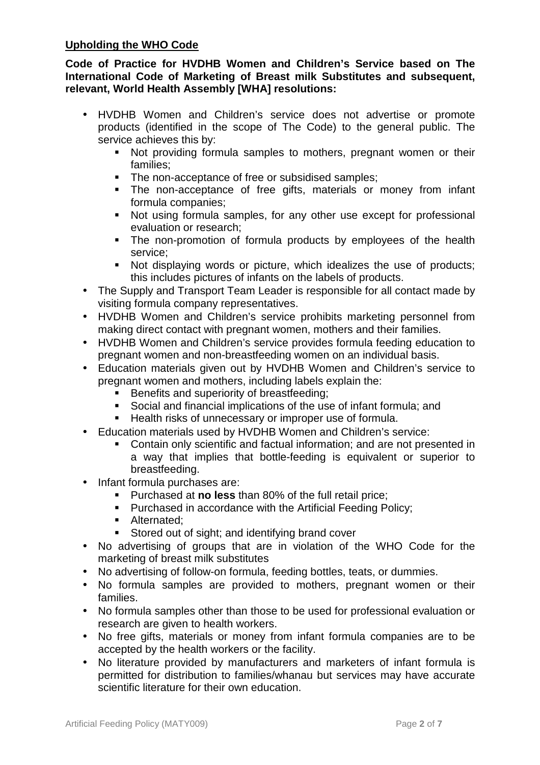**Upholding the WHO Code**

**Code of Practice for HVDHB Women and Children's Service based on The International Code of Marketing of Breast milk Substitutes and subsequent, relevant, World Health Assembly [WHA] resolutions:**

- HVDHB Women and Children's service does not advertise or promote products (identified in the scope of The Code) to the general public. The service achieves this by:
  - Not providing formula samples to mothers, pregnant women or their families;
  - The non-acceptance of free or subsidised samples;
  - The non-acceptance of free gifts, materials or money from infant formula companies;
  - Not using formula samples, for any other use except for professional evaluation or research;
  - The non-promotion of formula products by employees of the health service;
  - Not displaying words or picture, which idealizes the use of products; this includes pictures of infants on the labels of products.
- The Supply and Transport Team Leader is responsible for all contact made by visiting formula company representatives.
- HVDHB Women and Children's service prohibits marketing personnel from making direct contact with pregnant women, mothers and their families.
- HVDHB Women and Children's service provides formula feeding education to pregnant women and non-breastfeeding women on an individual basis.
- Education materials given out by HVDHB Women and Children's service to pregnant women and mothers, including labels explain the:
  - Benefits and superiority of breastfeeding;
  - Social and financial implications of the use of infant formula; and
  - Health risks of unnecessary or improper use of formula.
- Education materials used by HVDHB Women and Children's service:
  - Contain only scientific and factual information; and are not presented in a way that implies that bottle-feeding is equivalent or superior to breastfeeding.
- Infant formula purchases are:
  - Purchased at **no less** than 80% of the full retail price;
  - Purchased in accordance with the Artificial Feeding Policy;
  - Alternated;
  - Stored out of sight; and identifying brand cover
- No advertising of groups that are in violation of the WHO Code for the marketing of breast milk substitutes
- No advertising of follow-on formula, feeding bottles, teats, or dummies.
- No formula samples are provided to mothers, pregnant women or their families.
- No formula samples other than those to be used for professional evaluation or research are given to health workers.
- No free gifts, materials or money from infant formula companies are to be accepted by the health workers or the facility.
- No literature provided by manufacturers and marketers of infant formula is permitted for distribution to families/whanau but services may have accurate scientific literature for their own education.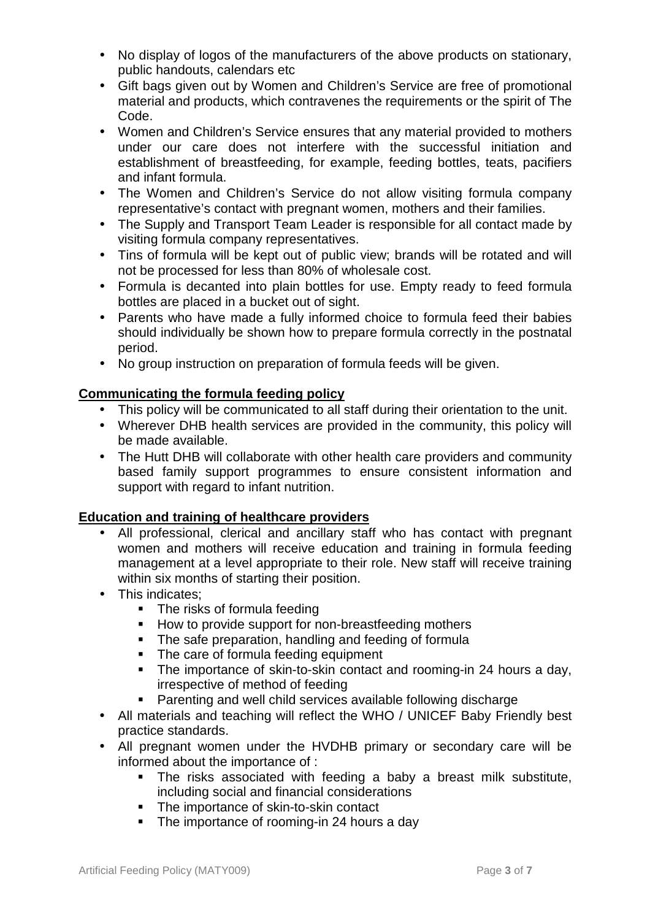- No display of logos of the manufacturers of the above products on stationary, public handouts, calendars etc
- Gift bags given out by Women and Children's Service are free of promotional material and products, which contravenes the requirements or the spirit of The Code.
- Women and Children's Service ensures that any material provided to mothers under our care does not interfere with the successful initiation and establishment of breastfeeding, for example, feeding bottles, teats, pacifiers and infant formula.
- The Women and Children's Service do not allow visiting formula company representative's contact with pregnant women, mothers and their families.
- The Supply and Transport Team Leader is responsible for all contact made by visiting formula company representatives.
- Tins of formula will be kept out of public view; brands will be rotated and will not be processed for less than 80% of wholesale cost.
- Formula is decanted into plain bottles for use. Empty ready to feed formula bottles are placed in a bucket out of sight.
- Parents who have made a fully informed choice to formula feed their babies should individually be shown how to prepare formula correctly in the postnatal period.
- No group instruction on preparation of formula feeds will be given.

**Communicating the formula feeding policy**

- This policy will be communicated to all staff during their orientation to the unit.
- Wherever DHB health services are provided in the community, this policy will be made available.
- The Hutt DHB will collaborate with other health care providers and community based family support programmes to ensure consistent information and support with regard to infant nutrition.

**Education and training of healthcare providers**

- All professional, clerical and ancillary staff who has contact with pregnant women and mothers will receive education and training in formula feeding management at a level appropriate to their role. New staff will receive training within six months of starting their position.
- This indicates;
  - The risks of formula feeding
  - How to provide support for non-breastfeeding mothers
  - The safe preparation, handling and feeding of formula
  - The care of formula feeding equipment
  - The importance of skin-to-skin contact and rooming-in 24 hours a day, irrespective of method of feeding
  - Parenting and well child services available following discharge
- All materials and teaching will reflect the WHO / UNICEF Baby Friendly best practice standards.
- All pregnant women under the HVDHB primary or secondary care will be informed about the importance of :
  - The risks associated with feeding a baby a breast milk substitute, including social and financial considerations
  - The importance of skin-to-skin contact
  - The importance of rooming-in 24 hours a day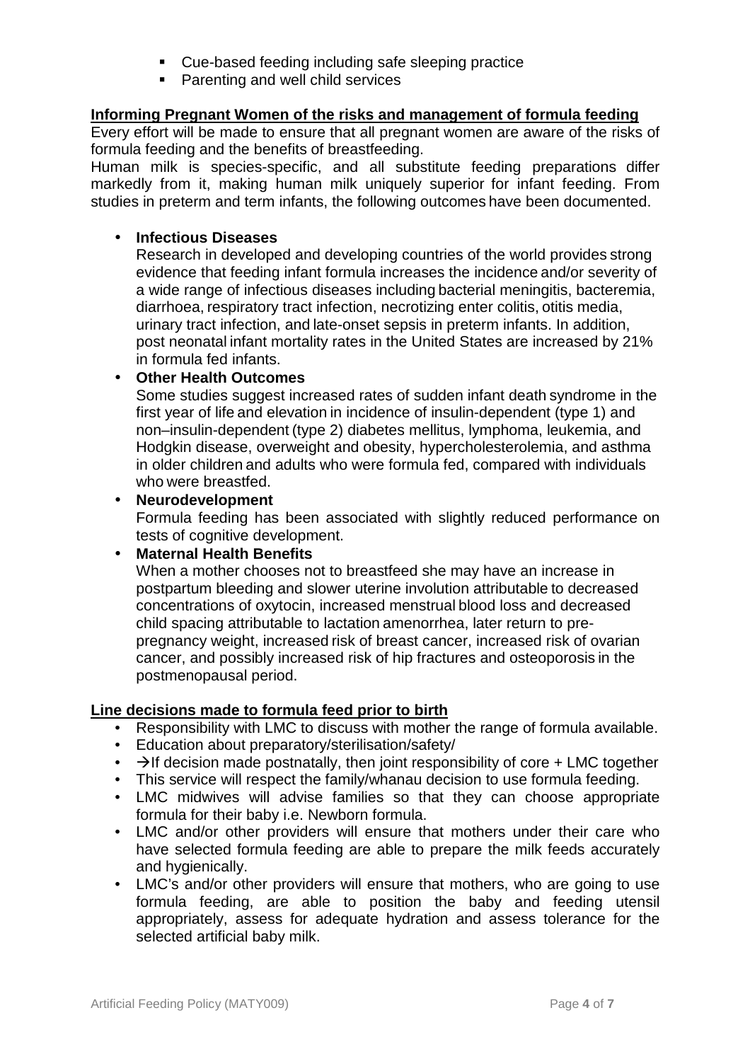- Cue-based feeding including safe sleeping practice
- Parenting and well child services

**Informing Pregnant Women of the risks and management of formula feeding**

Every effort will be made to ensure that all pregnant women are aware of the risks of formula feeding and the benefits of breastfeeding.

Human milk is species-specific, and all substitute feeding preparations differ markedly from it, making human milk uniquely superior for infant feeding. From studies in preterm and term infants, the following outcomes have been documented.

- **Infectious Diseases**
  Research in developed and developing countries of the world provides strong evidence that feeding infant formula increases the incidence and/or severity of a wide range of infectious diseases including bacterial meningitis, bacteremia, diarrhoea, respiratory tract infection, necrotizing enter colitis, otitis media, urinary tract infection, and late-onset sepsis in preterm infants. In addition, post neonatal infant mortality rates in the United States are increased by 21% in formula fed infants.
- **Other Health Outcomes**
  Some studies suggest increased rates of sudden infant death syndrome in the first year of life and elevation in incidence of insulin-dependent (type 1) and non–insulin-dependent (type 2) diabetes mellitus, lymphoma, leukemia, and Hodgkin disease, overweight and obesity, hypercholesterolemia, and asthma in older children and adults who were formula fed, compared with individuals who were breastfed.
- **Neurodevelopment**
  Formula feeding has been associated with slightly reduced performance on tests of cognitive development.
- **Maternal Health Benefits**
  When a mother chooses not to breastfeed she may have an increase in postpartum bleeding and slower uterine involution attributable to decreased concentrations of oxytocin, increased menstrual blood loss and decreased child spacing attributable to lactation amenorrhea, later return to pre-pregnancy weight, increased risk of breast cancer, increased risk of ovarian cancer, and possibly increased risk of hip fractures and osteoporosis in the postmenopausal period.

**Line decisions made to formula feed prior to birth**

- Responsibility with LMC to discuss with mother the range of formula available.
- Education about preparatory/sterilisation/safety/
- →If decision made postnatally, then joint responsibility of core + LMC together
- This service will respect the family/whanau decision to use formula feeding.
- LMC midwives will advise families so that they can choose appropriate formula for their baby i.e. Newborn formula.
- LMC and/or other providers will ensure that mothers under their care who have selected formula feeding are able to prepare the milk feeds accurately and hygienically.
- LMC's and/or other providers will ensure that mothers, who are going to use formula feeding, are able to position the baby and feeding utensil appropriately, assess for adequate hydration and assess tolerance for the selected artificial baby milk.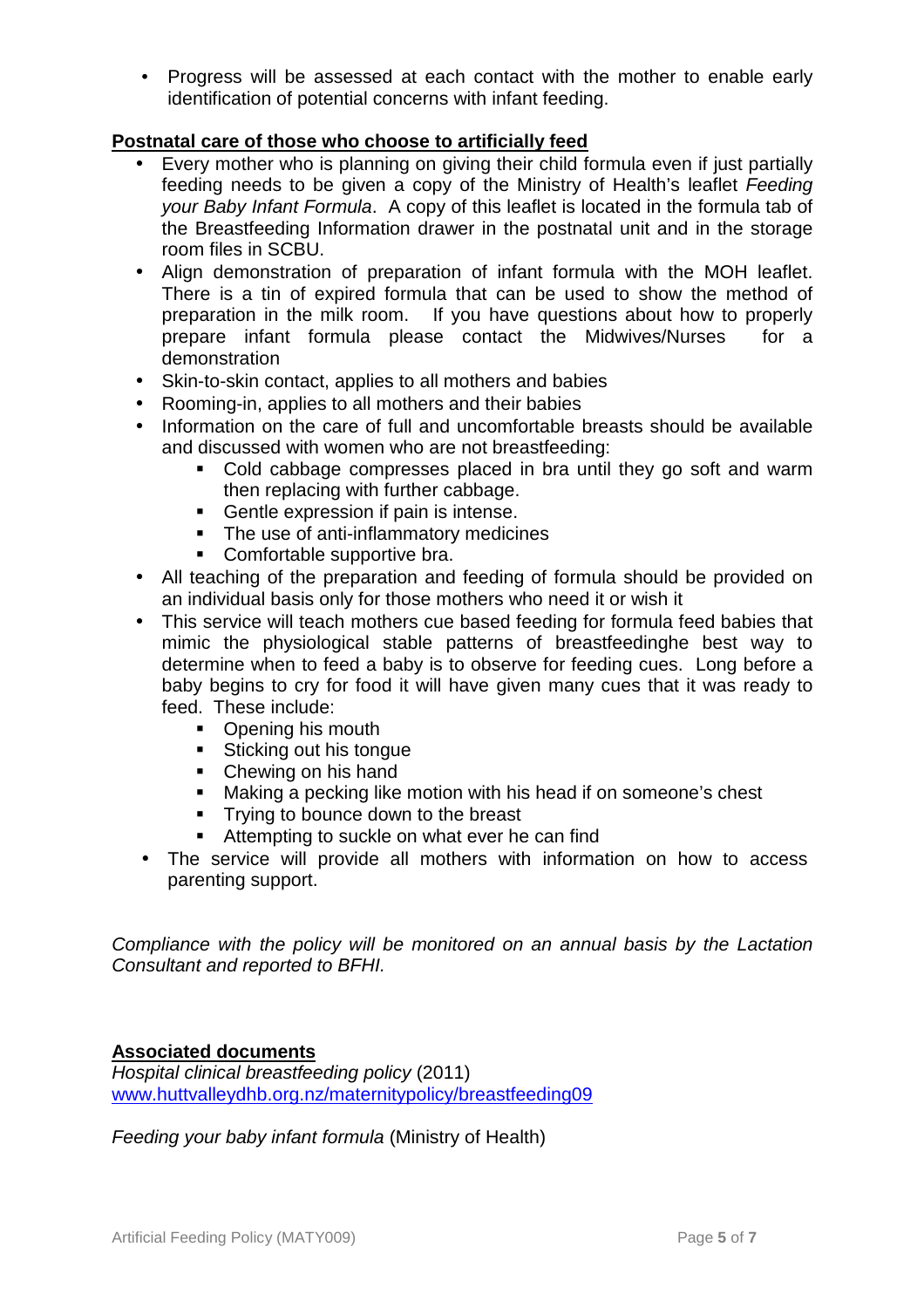- Progress will be assessed at each contact with the mother to enable early identification of potential concerns with infant feeding.

**Postnatal care of those who choose to artificially feed**

- Every mother who is planning on giving their child formula even if just partially feeding needs to be given a copy of the Ministry of Health's leaflet *Feeding your Baby Infant Formula*. A copy of this leaflet is located in the formula tab of the Breastfeeding Information drawer in the postnatal unit and in the storage room files in SCBU.
- Align demonstration of preparation of infant formula with the MOH leaflet. There is a tin of expired formula that can be used to show the method of preparation in the milk room. If you have questions about how to properly prepare infant formula please contact the Midwives/Nurses for a demonstration
- Skin-to-skin contact, applies to all mothers and babies
- Rooming-in, applies to all mothers and their babies
- Information on the care of full and uncomfortable breasts should be available and discussed with women who are not breastfeeding:
  - Cold cabbage compresses placed in bra until they go soft and warm then replacing with further cabbage.
  - Gentle expression if pain is intense.
  - The use of anti-inflammatory medicines
  - Comfortable supportive bra.
- All teaching of the preparation and feeding of formula should be provided on an individual basis only for those mothers who need it or wish it
- This service will teach mothers cue based feeding for formula feed babies that mimic the physiological stable patterns of breastfeedinghe best way to determine when to feed a baby is to observe for feeding cues. Long before a baby begins to cry for food it will have given many cues that it was ready to feed. These include:
  - Opening his mouth
  - Sticking out his tongue
  - Chewing on his hand
  - Making a pecking like motion with his head if on someone's chest
  - Trying to bounce down to the breast
  - Attempting to suckle on what ever he can find
- The service will provide all mothers with information on how to access parenting support.

*Compliance with the policy will be monitored on an annual basis by the Lactation Consultant and reported to BFHI.*

**Associated documents**

*Hospital clinical breastfeeding policy* (2011)
www.huttvalleydhb.org.nz/maternitypolicy/breastfeeding09

*Feeding your baby infant formula* (Ministry of Health)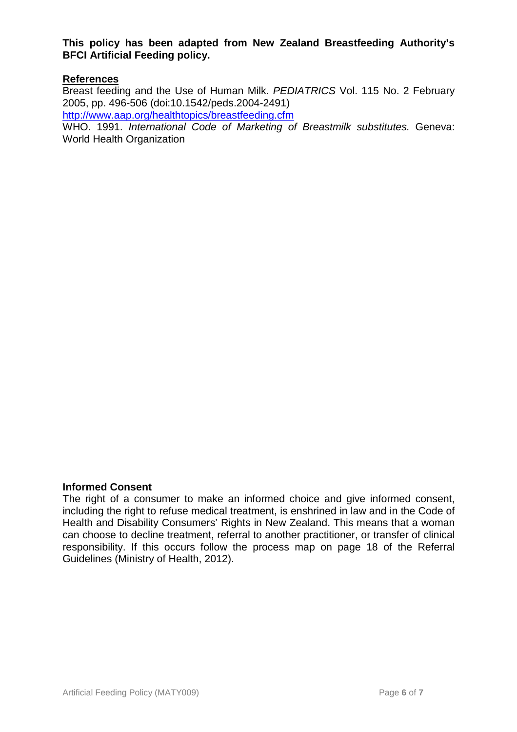**This policy has been adapted from New Zealand Breastfeeding Authority's BFCI Artificial Feeding policy.**

## References

Breast feeding and the Use of Human Milk. *PEDIATRICS* Vol. 115 No. 2 February 2005, pp. 496-506 (doi:10.1542/peds.2004-2491)
http://www.aap.org/healthtopics/breastfeeding.cfm

WHO. 1991. *International Code of Marketing of Breastmilk substitutes.* Geneva: World Health Organization

**Informed Consent**

The right of a consumer to make an informed choice and give informed consent, including the right to refuse medical treatment, is enshrined in law and in the Code of Health and Disability Consumers' Rights in New Zealand. This means that a woman can choose to decline treatment, referral to another practitioner, or transfer of clinical responsibility. If this occurs follow the process map on page 18 of the Referral Guidelines (Ministry of Health, 2012).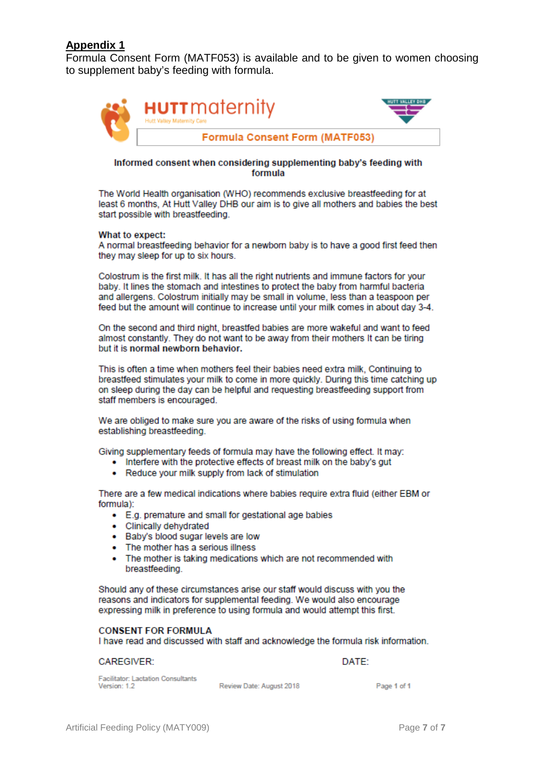## Appendix 1

Formula Consent Form (MATF053) is available and to be given to women choosing to supplement baby's feeding with formula.

HUTT maternity

Hutt Valley Maternity Care

HUTT VALLEY DHB

**Formula Consent Form (MATF053)**

**Informed consent when considering supplementing baby's feeding with formula**

The World Health organisation (WHO) recommends exclusive breastfeeding for at least 6 months, At Hutt Valley DHB our aim is to give all mothers and babies the best start possible with breastfeeding.

**What to expect:**
A normal breastfeeding behavior for a newborn baby is to have a good first feed then they may sleep for up to six hours.

Colostrum is the first milk. It has all the right nutrients and immune factors for your baby. It lines the stomach and intestines to protect the baby from harmful bacteria and allergens. Colostrum initially may be small in volume, less than a teaspoon per feed but the amount will continue to increase until your milk comes in about day 3-4.

On the second and third night, breastfed babies are more wakeful and want to feed almost constantly. They do not want to be away from their mothers It can be tiring but it is **normal newborn behavior.**

This is often a time when mothers feel their babies need extra milk, Continuing to breastfeed stimulates your milk to come in more quickly. During this time catching up on sleep during the day can be helpful and requesting breastfeeding support from staff members is encouraged.

We are obliged to make sure you are aware of the risks of using formula when establishing breastfeeding.

Giving supplementary feeds of formula may have the following effect. It may:

- Interfere with the protective effects of breast milk on the baby's gut
- Reduce your milk supply from lack of stimulation

There are a few medical indications where babies require extra fluid (either EBM or formula):

- E.g. premature and small for gestational age babies
- Clinically dehydrated
- Baby's blood sugar levels are low
- The mother has a serious illness
- The mother is taking medications which are not recommended with breastfeeding.

Should any of these circumstances arise our staff would discuss with you the reasons and indicators for supplemental feeding. We would also encourage expressing milk in preference to using formula and would attempt this first.

**CONSENT FOR FORMULA**
I have read and discussed with staff and acknowledge the formula risk information.

CAREGIVER: DATE:

Facilitator: Lactation Consultants
Version: 1.2 Review Date: August 2018 Page 1 of 1